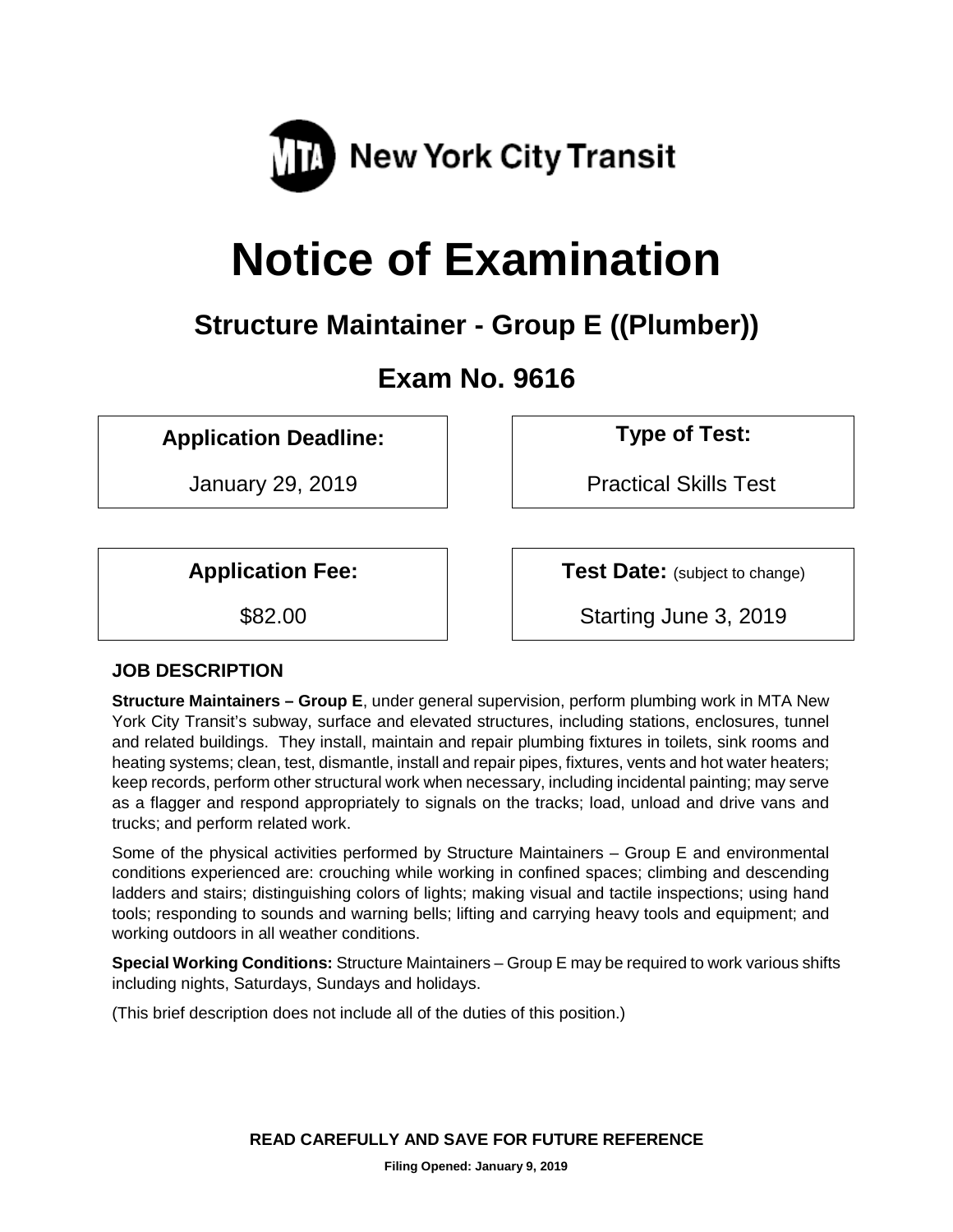MTA New York City Transit

# Notice of Examination

## Structure Maintainer - Group E ((Plumber))

## Exam No. 9616

| **Application Deadline:** | **Type of Test:** |
| --- | --- |
| January 29, 2019 | Practical Skills Test |

| **Application Fee:** | **Test Date:** (subject to change) |
| --- | --- |
| $82.00 | Starting June 3, 2019 |

### JOB DESCRIPTION

**Structure Maintainers – Group E**, under general supervision, perform plumbing work in MTA New York City Transit's subway, surface and elevated structures, including stations, enclosures, tunnel and related buildings. They install, maintain and repair plumbing fixtures in toilets, sink rooms and heating systems; clean, test, dismantle, install and repair pipes, fixtures, vents and hot water heaters; keep records, perform other structural work when necessary, including incidental painting; may serve as a flagger and respond appropriately to signals on the tracks; load, unload and drive vans and trucks; and perform related work.

Some of the physical activities performed by Structure Maintainers – Group E and environmental conditions experienced are: crouching while working in confined spaces; climbing and descending ladders and stairs; distinguishing colors of lights; making visual and tactile inspections; using hand tools; responding to sounds and warning bells; lifting and carrying heavy tools and equipment; and working outdoors in all weather conditions.

**Special Working Conditions:** Structure Maintainers – Group E may be required to work various shifts including nights, Saturdays, Sundays and holidays.

(This brief description does not include all of the duties of this position.)

**READ CAREFULLY AND SAVE FOR FUTURE REFERENCE**

**Filing Opened: January 9, 2019**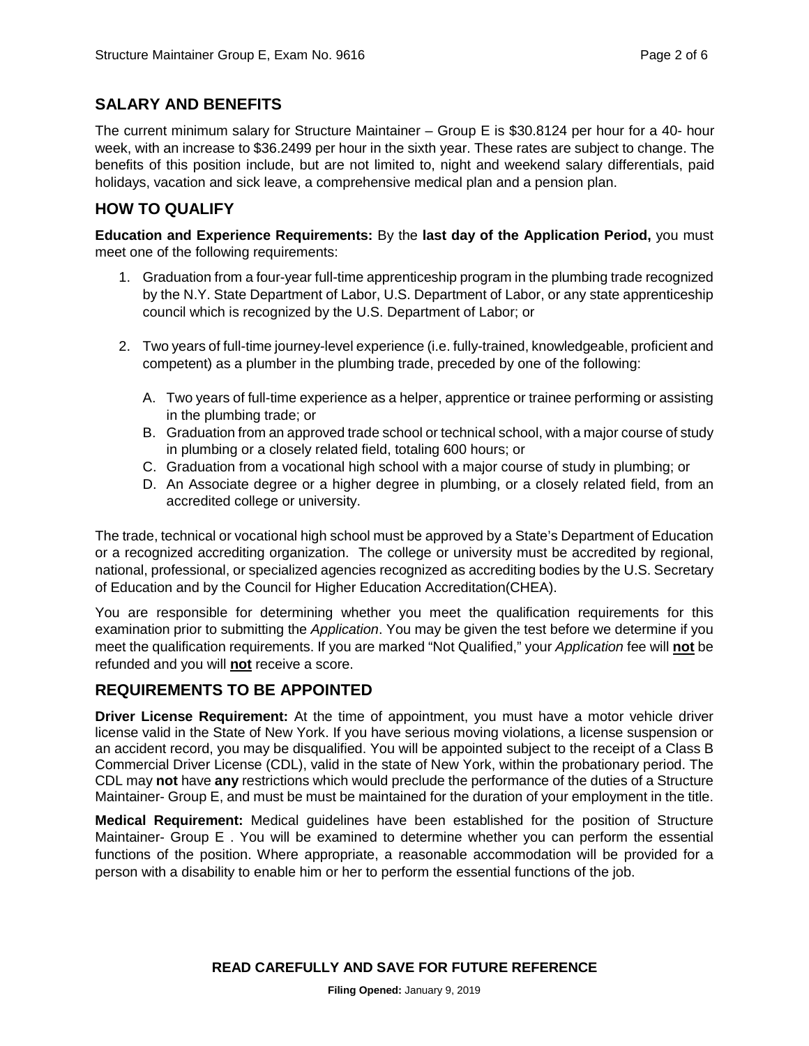## SALARY AND BENEFITS

The current minimum salary for Structure Maintainer – Group E is $30.8124 per hour for a 40- hour week, with an increase to $36.2499 per hour in the sixth year. These rates are subject to change. The benefits of this position include, but are not limited to, night and weekend salary differentials, paid holidays, vacation and sick leave, a comprehensive medical plan and a pension plan.

## HOW TO QUALIFY

**Education and Experience Requirements:** By the **last day of the Application Period,** you must meet one of the following requirements:

1. Graduation from a four-year full-time apprenticeship program in the plumbing trade recognized by the N.Y. State Department of Labor, U.S. Department of Labor, or any state apprenticeship council which is recognized by the U.S. Department of Labor; or

2. Two years of full-time journey-level experience (i.e. fully-trained, knowledgeable, proficient and competent) as a plumber in the plumbing trade, preceded by one of the following:

   A. Two years of full-time experience as a helper, apprentice or trainee performing or assisting in the plumbing trade; or
   B. Graduation from an approved trade school or technical school, with a major course of study in plumbing or a closely related field, totaling 600 hours; or
   C. Graduation from a vocational high school with a major course of study in plumbing; or
   D. An Associate degree or a higher degree in plumbing, or a closely related field, from an accredited college or university.

The trade, technical or vocational high school must be approved by a State's Department of Education or a recognized accrediting organization. The college or university must be accredited by regional, national, professional, or specialized agencies recognized as accrediting bodies by the U.S. Secretary of Education and by the Council for Higher Education Accreditation(CHEA).

You are responsible for determining whether you meet the qualification requirements for this examination prior to submitting the *Application*. You may be given the test before we determine if you meet the qualification requirements. If you are marked "Not Qualified," your *Application* fee will **not** be refunded and you will **not** receive a score.

## REQUIREMENTS TO BE APPOINTED

**Driver License Requirement:** At the time of appointment, you must have a motor vehicle driver license valid in the State of New York. If you have serious moving violations, a license suspension or an accident record, you may be disqualified. You will be appointed subject to the receipt of a Class B Commercial Driver License (CDL), valid in the state of New York, within the probationary period. The CDL may **not** have **any** restrictions which would preclude the performance of the duties of a Structure Maintainer- Group E, and must be must be maintained for the duration of your employment in the title.

**Medical Requirement:** Medical guidelines have been established for the position of Structure Maintainer- Group E . You will be examined to determine whether you can perform the essential functions of the position. Where appropriate, a reasonable accommodation will be provided for a person with a disability to enable him or her to perform the essential functions of the job.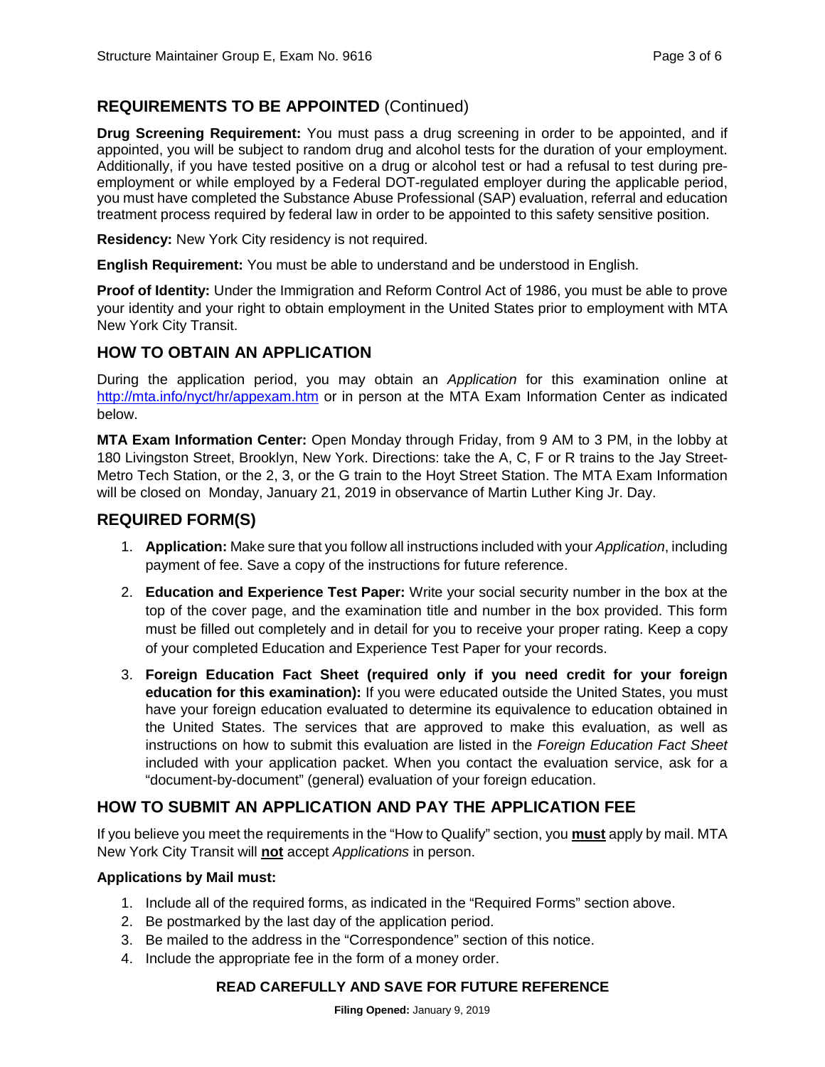## REQUIREMENTS TO BE APPOINTED (Continued)

**Drug Screening Requirement:** You must pass a drug screening in order to be appointed, and if appointed, you will be subject to random drug and alcohol tests for the duration of your employment. Additionally, if you have tested positive on a drug or alcohol test or had a refusal to test during pre-employment or while employed by a Federal DOT-regulated employer during the applicable period, you must have completed the Substance Abuse Professional (SAP) evaluation, referral and education treatment process required by federal law in order to be appointed to this safety sensitive position.

**Residency:** New York City residency is not required.

**English Requirement:** You must be able to understand and be understood in English.

**Proof of Identity:** Under the Immigration and Reform Control Act of 1986, you must be able to prove your identity and your right to obtain employment in the United States prior to employment with MTA New York City Transit.

## HOW TO OBTAIN AN APPLICATION

During the application period, you may obtain an *Application* for this examination online at http://mta.info/nyct/hr/appexam.htm or in person at the MTA Exam Information Center as indicated below.

**MTA Exam Information Center:** Open Monday through Friday, from 9 AM to 3 PM, in the lobby at 180 Livingston Street, Brooklyn, New York. Directions: take the A, C, F or R trains to the Jay Street-Metro Tech Station, or the 2, 3, or the G train to the Hoyt Street Station. The MTA Exam Information will be closed on Monday, January 21, 2019 in observance of Martin Luther King Jr. Day.

## REQUIRED FORM(S)

1. **Application:** Make sure that you follow all instructions included with your *Application*, including payment of fee. Save a copy of the instructions for future reference.
2. **Education and Experience Test Paper:** Write your social security number in the box at the top of the cover page, and the examination title and number in the box provided. This form must be filled out completely and in detail for you to receive your proper rating. Keep a copy of your completed Education and Experience Test Paper for your records.
3. **Foreign Education Fact Sheet (required only if you need credit for your foreign education for this examination):** If you were educated outside the United States, you must have your foreign education evaluated to determine its equivalence to education obtained in the United States. The services that are approved to make this evaluation, as well as instructions on how to submit this evaluation are listed in the *Foreign Education Fact Sheet* included with your application packet. When you contact the evaluation service, ask for a "document-by-document" (general) evaluation of your foreign education.

## HOW TO SUBMIT AN APPLICATION AND PAY THE APPLICATION FEE

If you believe you meet the requirements in the "How to Qualify" section, you **must** apply by mail. MTA New York City Transit will **not** accept *Applications* in person.

**Applications by Mail must:**

1. Include all of the required forms, as indicated in the "Required Forms" section above.
2. Be postmarked by the last day of the application period.
3. Be mailed to the address in the "Correspondence" section of this notice.
4. Include the appropriate fee in the form of a money order.

**READ CAREFULLY AND SAVE FOR FUTURE REFERENCE**

**Filing Opened:** January 9, 2019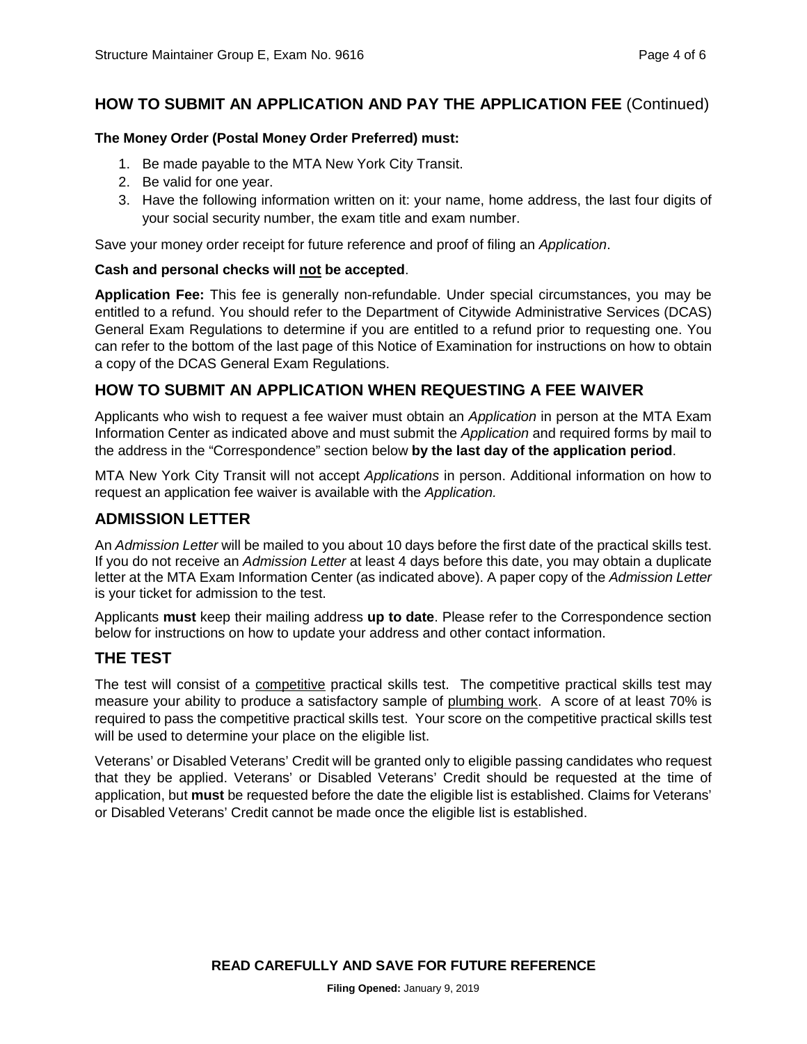## HOW TO SUBMIT AN APPLICATION AND PAY THE APPLICATION FEE (Continued)

**The Money Order (Postal Money Order Preferred) must:**

1. Be made payable to the MTA New York City Transit.
2. Be valid for one year.
3. Have the following information written on it: your name, home address, the last four digits of your social security number, the exam title and exam number.

Save your money order receipt for future reference and proof of filing an *Application*.

**Cash and personal checks will not be accepted**.

**Application Fee:** This fee is generally non-refundable. Under special circumstances, you may be entitled to a refund. You should refer to the Department of Citywide Administrative Services (DCAS) General Exam Regulations to determine if you are entitled to a refund prior to requesting one. You can refer to the bottom of the last page of this Notice of Examination for instructions on how to obtain a copy of the DCAS General Exam Regulations.

## HOW TO SUBMIT AN APPLICATION WHEN REQUESTING A FEE WAIVER

Applicants who wish to request a fee waiver must obtain an *Application* in person at the MTA Exam Information Center as indicated above and must submit the *Application* and required forms by mail to the address in the "Correspondence" section below **by the last day of the application period**.

MTA New York City Transit will not accept *Applications* in person. Additional information on how to request an application fee waiver is available with the *Application.*

## ADMISSION LETTER

An *Admission Letter* will be mailed to you about 10 days before the first date of the practical skills test. If you do not receive an *Admission Letter* at least 4 days before this date, you may obtain a duplicate letter at the MTA Exam Information Center (as indicated above). A paper copy of the *Admission Letter* is your ticket for admission to the test.

Applicants **must** keep their mailing address **up to date**. Please refer to the Correspondence section below for instructions on how to update your address and other contact information.

## THE TEST

The test will consist of a competitive practical skills test. The competitive practical skills test may measure your ability to produce a satisfactory sample of plumbing work. A score of at least 70% is required to pass the competitive practical skills test. Your score on the competitive practical skills test will be used to determine your place on the eligible list.

Veterans' or Disabled Veterans' Credit will be granted only to eligible passing candidates who request that they be applied. Veterans' or Disabled Veterans' Credit should be requested at the time of application, but **must** be requested before the date the eligible list is established. Claims for Veterans' or Disabled Veterans' Credit cannot be made once the eligible list is established.

**READ CAREFULLY AND SAVE FOR FUTURE REFERENCE**

**Filing Opened:** January 9, 2019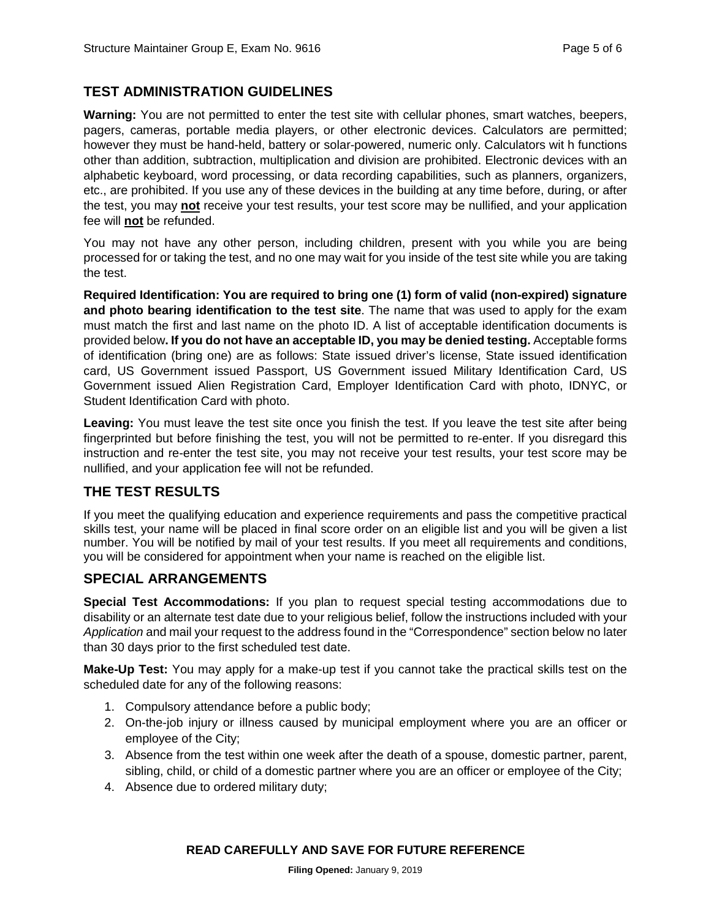## TEST ADMINISTRATION GUIDELINES

**Warning:** You are not permitted to enter the test site with cellular phones, smart watches, beepers, pagers, cameras, portable media players, or other electronic devices. Calculators are permitted; however they must be hand-held, battery or solar-powered, numeric only. Calculators wit h functions other than addition, subtraction, multiplication and division are prohibited. Electronic devices with an alphabetic keyboard, word processing, or data recording capabilities, such as planners, organizers, etc., are prohibited. If you use any of these devices in the building at any time before, during, or after the test, you may **not** receive your test results, your test score may be nullified, and your application fee will **not** be refunded.

You may not have any other person, including children, present with you while you are being processed for or taking the test, and no one may wait for you inside of the test site while you are taking the test.

**Required Identification: You are required to bring one (1) form of valid (non-expired) signature and photo bearing identification to the test site**. The name that was used to apply for the exam must match the first and last name on the photo ID. A list of acceptable identification documents is provided below**. If you do not have an acceptable ID, you may be denied testing.** Acceptable forms of identification (bring one) are as follows: State issued driver's license, State issued identification card, US Government issued Passport, US Government issued Military Identification Card, US Government issued Alien Registration Card, Employer Identification Card with photo, IDNYC, or Student Identification Card with photo.

**Leaving:** You must leave the test site once you finish the test. If you leave the test site after being fingerprinted but before finishing the test, you will not be permitted to re-enter. If you disregard this instruction and re-enter the test site, you may not receive your test results, your test score may be nullified, and your application fee will not be refunded.

## THE TEST RESULTS

If you meet the qualifying education and experience requirements and pass the competitive practical skills test, your name will be placed in final score order on an eligible list and you will be given a list number. You will be notified by mail of your test results. If you meet all requirements and conditions, you will be considered for appointment when your name is reached on the eligible list.

## SPECIAL ARRANGEMENTS

**Special Test Accommodations:** If you plan to request special testing accommodations due to disability or an alternate test date due to your religious belief, follow the instructions included with your *Application* and mail your request to the address found in the "Correspondence" section below no later than 30 days prior to the first scheduled test date.

**Make-Up Test:** You may apply for a make-up test if you cannot take the practical skills test on the scheduled date for any of the following reasons:

1. Compulsory attendance before a public body;
2. On-the-job injury or illness caused by municipal employment where you are an officer or employee of the City;
3. Absence from the test within one week after the death of a spouse, domestic partner, parent, sibling, child, or child of a domestic partner where you are an officer or employee of the City;
4. Absence due to ordered military duty;

**READ CAREFULLY AND SAVE FOR FUTURE REFERENCE**

**Filing Opened:** January 9, 2019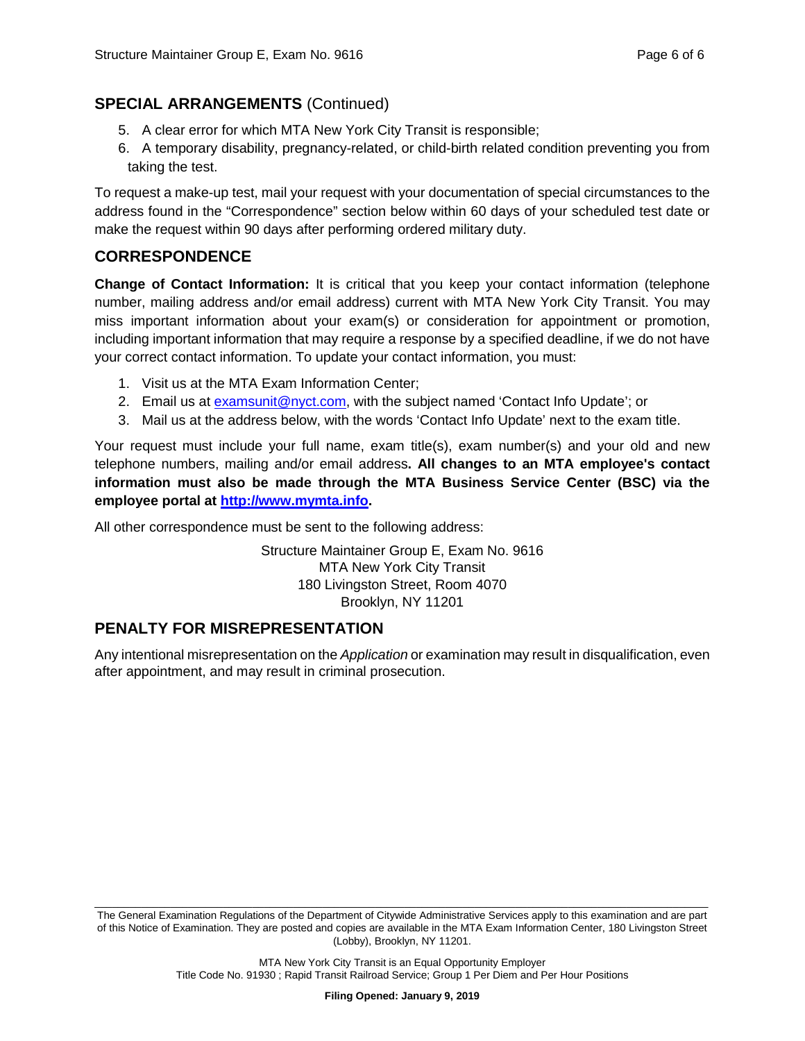## SPECIAL ARRANGEMENTS (Continued)

5. A clear error for which MTA New York City Transit is responsible;
6. A temporary disability, pregnancy-related, or child-birth related condition preventing you from taking the test.

To request a make-up test, mail your request with your documentation of special circumstances to the address found in the "Correspondence" section below within 60 days of your scheduled test date or make the request within 90 days after performing ordered military duty.

## CORRESPONDENCE

**Change of Contact Information:** It is critical that you keep your contact information (telephone number, mailing address and/or email address) current with MTA New York City Transit. You may miss important information about your exam(s) or consideration for appointment or promotion, including important information that may require a response by a specified deadline, if we do not have your correct contact information. To update your contact information, you must:

1. Visit us at the MTA Exam Information Center;
2. Email us at examsunit@nyct.com, with the subject named 'Contact Info Update'; or
3. Mail us at the address below, with the words 'Contact Info Update' next to the exam title.

Your request must include your full name, exam title(s), exam number(s) and your old and new telephone numbers, mailing and/or email address**. All changes to an MTA employee's contact information must also be made through the MTA Business Service Center (BSC) via the employee portal at http://www.mymta.info.**

All other correspondence must be sent to the following address:

Structure Maintainer Group E, Exam No. 9616
MTA New York City Transit
180 Livingston Street, Room 4070
Brooklyn, NY 11201

## PENALTY FOR MISREPRESENTATION

Any intentional misrepresentation on the *Application* or examination may result in disqualification, even after appointment, and may result in criminal prosecution.

---

The General Examination Regulations of the Department of Citywide Administrative Services apply to this examination and are part of this Notice of Examination. They are posted and copies are available in the MTA Exam Information Center, 180 Livingston Street (Lobby), Brooklyn, NY 11201.

MTA New York City Transit is an Equal Opportunity Employer
Title Code No. 91930 ; Rapid Transit Railroad Service; Group 1 Per Diem and Per Hour Positions

**Filing Opened: January 9, 2019**